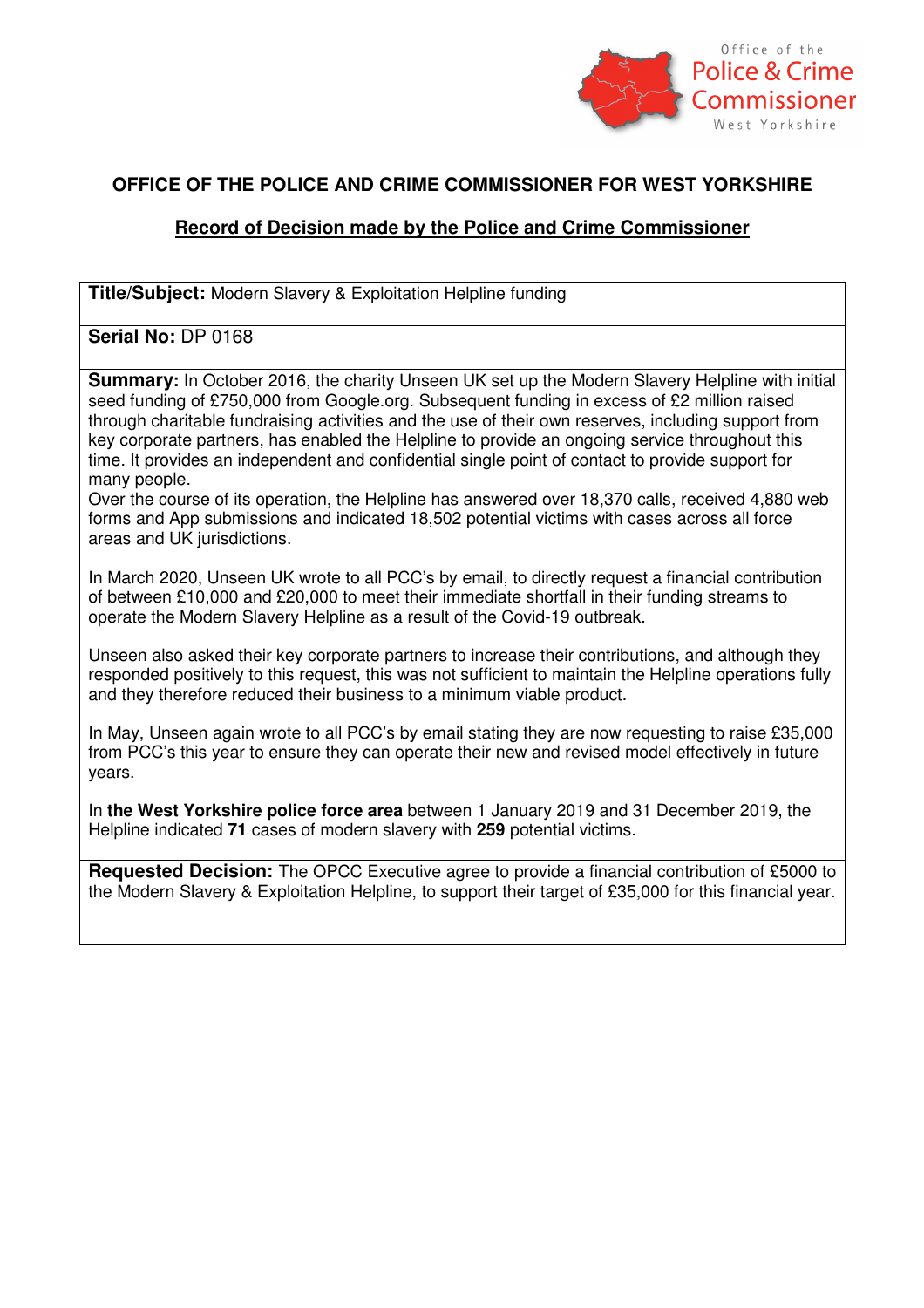Office of the
Police & Crime
Commissioner
West Yorkshire

# OFFICE OF THE POLICE AND CRIME COMMISSIONER FOR WEST YORKSHIRE

## Record of Decision made by the Police and Crime Commissioner

**Title/Subject:** Modern Slavery & Exploitation Helpline funding

**Serial No:** DP 0168

**Summary:** In October 2016, the charity Unseen UK set up the Modern Slavery Helpline with initial seed funding of £750,000 from Google.org. Subsequent funding in excess of £2 million raised through charitable fundraising activities and the use of their own reserves, including support from key corporate partners, has enabled the Helpline to provide an ongoing service throughout this time. It provides an independent and confidential single point of contact to provide support for many people.
Over the course of its operation, the Helpline has answered over 18,370 calls, received 4,880 web forms and App submissions and indicated 18,502 potential victims with cases across all force areas and UK jurisdictions.

In March 2020, Unseen UK wrote to all PCC's by email, to directly request a financial contribution of between £10,000 and £20,000 to meet their immediate shortfall in their funding streams to operate the Modern Slavery Helpline as a result of the Covid-19 outbreak.

Unseen also asked their key corporate partners to increase their contributions, and although they responded positively to this request, this was not sufficient to maintain the Helpline operations fully and they therefore reduced their business to a minimum viable product.

In May, Unseen again wrote to all PCC's by email stating they are now requesting to raise £35,000 from PCC's this year to ensure they can operate their new and revised model effectively in future years.

In **the West Yorkshire police force area** between 1 January 2019 and 31 December 2019, the Helpline indicated **71** cases of modern slavery with **259** potential victims.

**Requested Decision:** The OPCC Executive agree to provide a financial contribution of £5000 to the Modern Slavery & Exploitation Helpline, to support their target of £35,000 for this financial year.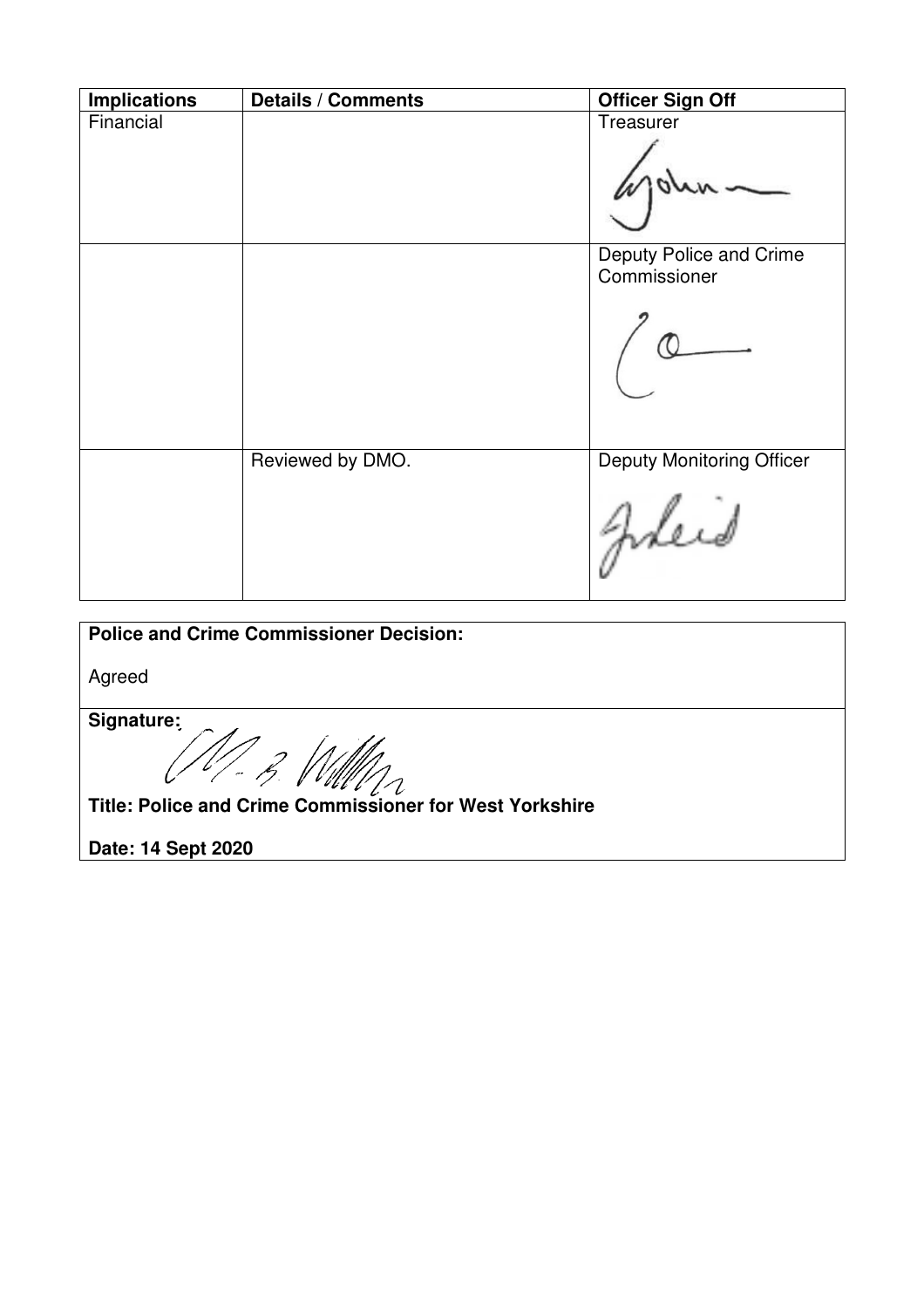| Implications | Details / Comments | Officer Sign Off |
|---|---|---|
| Financial | | Treasurer |
| | | Deputy Police and Crime Commissioner |
| | Reviewed by DMO. | Deputy Monitoring Officer |

| |
|---|
| **Police and Crime Commissioner Decision:**<br><br>Agreed |
| **Signature:**<br><br>**Title: Police and Crime Commissioner for West Yorkshire**<br><br>**Date: 14 Sept 2020** |